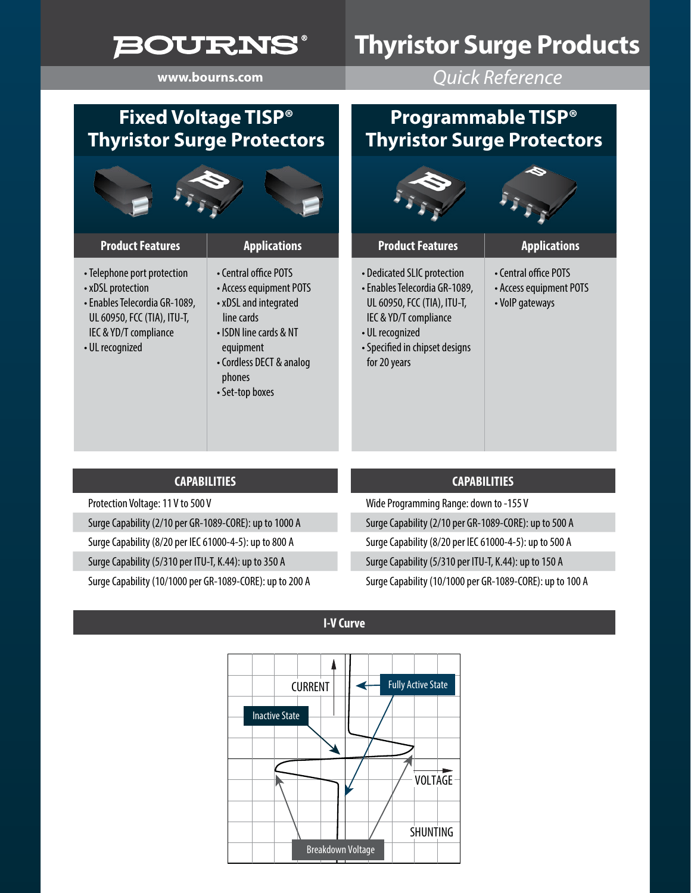# BOURNS®

www.bourns.com

# Thyristor Surge Products

*Quick Reference*

## Fixed Voltage TISP® Thyristor Surge Protectors

| Product Features | Applications |
|---|---|
| • Telephone port protection<br>• xDSL protection<br>• Enables Telecordia GR-1089, UL 60950, FCC (TIA), ITU-T, IEC & YD/T compliance<br>• UL recognized | • Central office POTS<br>• Access equipment POTS<br>• xDSL and integrated line cards<br>• ISDN line cards & NT equipment<br>• Cordless DECT & analog phones<br>• Set-top boxes |

| CAPABILITIES |
|---|
| Protection Voltage: 11 V to 500 V |
| Surge Capability (2/10 per GR-1089-CORE): up to 1000 A |
| Surge Capability (8/20 per IEC 61000-4-5): up to 800 A |
| Surge Capability (5/310 per ITU-T, K.44): up to 350 A |
| Surge Capability (10/1000 per GR-1089-CORE): up to 200 A |

## Programmable TISP® Thyristor Surge Protectors

| Product Features | Applications |
|---|---|
| • Dedicated SLIC protection<br>• Enables Telecordia GR-1089, UL 60950, FCC (TIA), ITU-T, IEC & YD/T compliance<br>• UL recognized<br>• Specified in chipset designs for 20 years | • Central office POTS<br>• Access equipment POTS<br>• VoIP gateways |

| CAPABILITIES |
|---|
| Wide Programming Range: down to -155 V |
| Surge Capability (2/10 per GR-1089-CORE): up to 500 A |
| Surge Capability (8/20 per IEC 61000-4-5): up to 500 A |
| Surge Capability (5/310 per ITU-T, K.44): up to 150 A |
| Surge Capability (10/1000 per GR-1089-CORE): up to 100 A |

## I-V Curve

CURRENT — Fully Active State — Inactive State — VOLTAGE — SHUNTING — Breakdown Voltage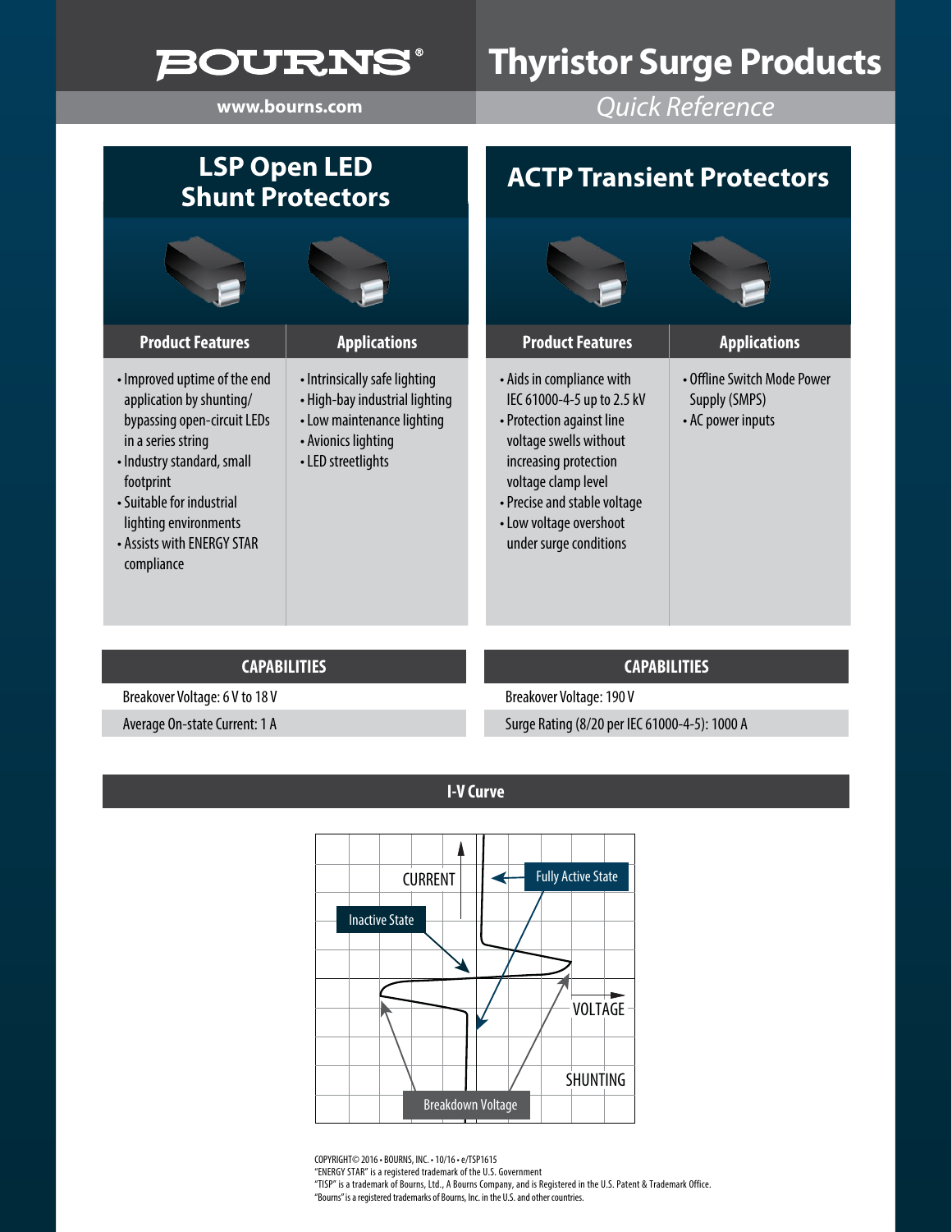# Thyristor Surge Products

*Quick Reference*

www.bourns.com

## LSP Open LED Shunt Protectors

### Product Features

- Improved uptime of the end application by shunting/ bypassing open-circuit LEDs in a series string
- Industry standard, small footprint
- Suitable for industrial lighting environments
- Assists with ENERGY STAR compliance

### Applications

- Intrinsically safe lighting
- High-bay industrial lighting
- Low maintenance lighting
- Avionics lighting
- LED streetlights

### CAPABILITIES

| | |
|---|---|
| Breakover Voltage: 6 V to 18 V | |
| Average On-state Current: 1 A | |

## ACTP Transient Protectors

### Product Features

- Aids in compliance with IEC 61000-4-5 up to 2.5 kV
- Protection against line voltage swells without increasing protection voltage clamp level
- Precise and stable voltage
- Low voltage overshoot under surge conditions

### Applications

- Offline Switch Mode Power Supply (SMPS)
- AC power inputs

### CAPABILITIES

| | |
|---|---|
| Breakover Voltage: 190 V | |
| Surge Rating (8/20 per IEC 61000-4-5): 1000 A | |

## I-V Curve

CURRENT

Fully Active State

Inactive State

VOLTAGE

SHUNTING

Breakdown Voltage

COPYRIGHT© 2016 • BOURNS, INC. • 10/16 • e/TSP1615
"ENERGY STAR" is a registered trademark of the U.S. Government
"TISP" is a trademark of Bourns, Ltd., A Bourns Company, and is Registered in the U.S. Patent & Trademark Office.
"Bourns" is a registered trademarks of Bourns, Inc. in the U.S. and other countries.